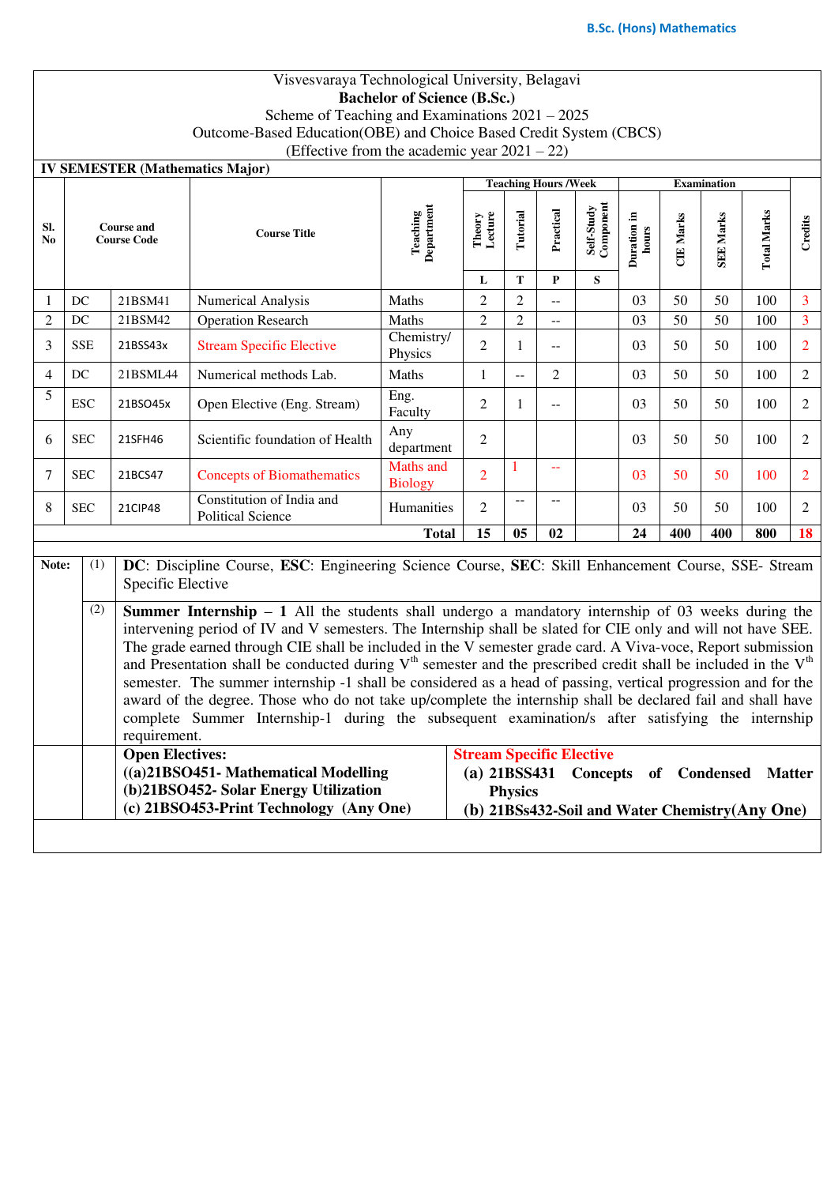Visvesvaraya Technological University, Belagavi

**Bachelor of Science (B.Sc.)**

Scheme of Teaching and Examinations 2021 – 2025

Outcome-Based Education(OBE) and Choice Based Credit System (CBCS)

(Effective from the academic year 2021 – 22)

**IV SEMESTER (Mathematics Major)**

| Sl. No | Course and Course Code | | Course Title | Teaching Department | Teaching Hours /Week | | | | Examination | | | | Credits |
|---|---|---|---|---|---|---|---|---|---|---|---|---|---|
| | | | | | Theory Lecture | Tutorial | Practical | Self-Study Component | Duration in hours | CIE Marks | SEE Marks | Total Marks | |
| | | | | | L | T | P | S | | | | | |
| 1 | DC | 21BSM41 | Numerical Analysis | Maths | 2 | 2 | -- | | 03 | 50 | 50 | 100 | 3 |
| 2 | DC | 21BSM42 | Operation Research | Maths | 2 | 2 | -- | | 03 | 50 | 50 | 100 | 3 |
| 3 | SSE | 21BSS43x | Stream Specific Elective | Chemistry/ Physics | 2 | 1 | -- | | 03 | 50 | 50 | 100 | 2 |
| 4 | DC | 21BSML44 | Numerical methods Lab. | Maths | 1 | -- | 2 | | 03 | 50 | 50 | 100 | 2 |
| 5 | ESC | 21BSO45x | Open Elective (Eng. Stream) | Eng. Faculty | 2 | 1 | -- | | 03 | 50 | 50 | 100 | 2 |
| 6 | SEC | 21SFH46 | Scientific foundation of Health | Any department | 2 | | | | 03 | 50 | 50 | 100 | 2 |
| 7 | SEC | 21BCS47 | Concepts of Biomathematics | Maths and Biology | 2 | 1 | -- | | 03 | 50 | 50 | 100 | 2 |
| 8 | SEC | 21CIP48 | Constitution of India and Political Science | Humanities | 2 | -- | -- | | 03 | 50 | 50 | 100 | 2 |
| | | | | **Total** | **15** | **05** | **02** | | **24** | **400** | **400** | **800** | **18** |

**Note:**

(1) **DC**: Discipline Course, **ESC**: Engineering Science Course, **SEC**: Skill Enhancement Course, SSE- Stream Specific Elective

(2) **Summer Internship – 1** All the students shall undergo a mandatory internship of 03 weeks during the intervening period of IV and V semesters. The Internship shall be slated for CIE only and will not have SEE. The grade earned through CIE shall be included in the V semester grade card. A Viva-voce, Report submission and Presentation shall be conducted during V[th] semester and the prescribed credit shall be included in the V[th] semester. The summer internship -1 shall be considered as a head of passing, vertical progression and for the award of the degree. Those who do not take up/complete the internship shall be declared fail and shall have complete Summer Internship-1 during the subsequent examination/s after satisfying the internship requirement.

**Open Electives:**
**((a)21BSO451- Mathematical Modelling**
**(b)21BSO452- Solar Energy Utilization**
**(c) 21BSO453-Print Technology (Any One)**

**Stream Specific Elective**
**(a) 21BSS431 Concepts of Condensed Matter Physics**
**(b) 21BSs432-Soil and Water Chemistry(Any One)**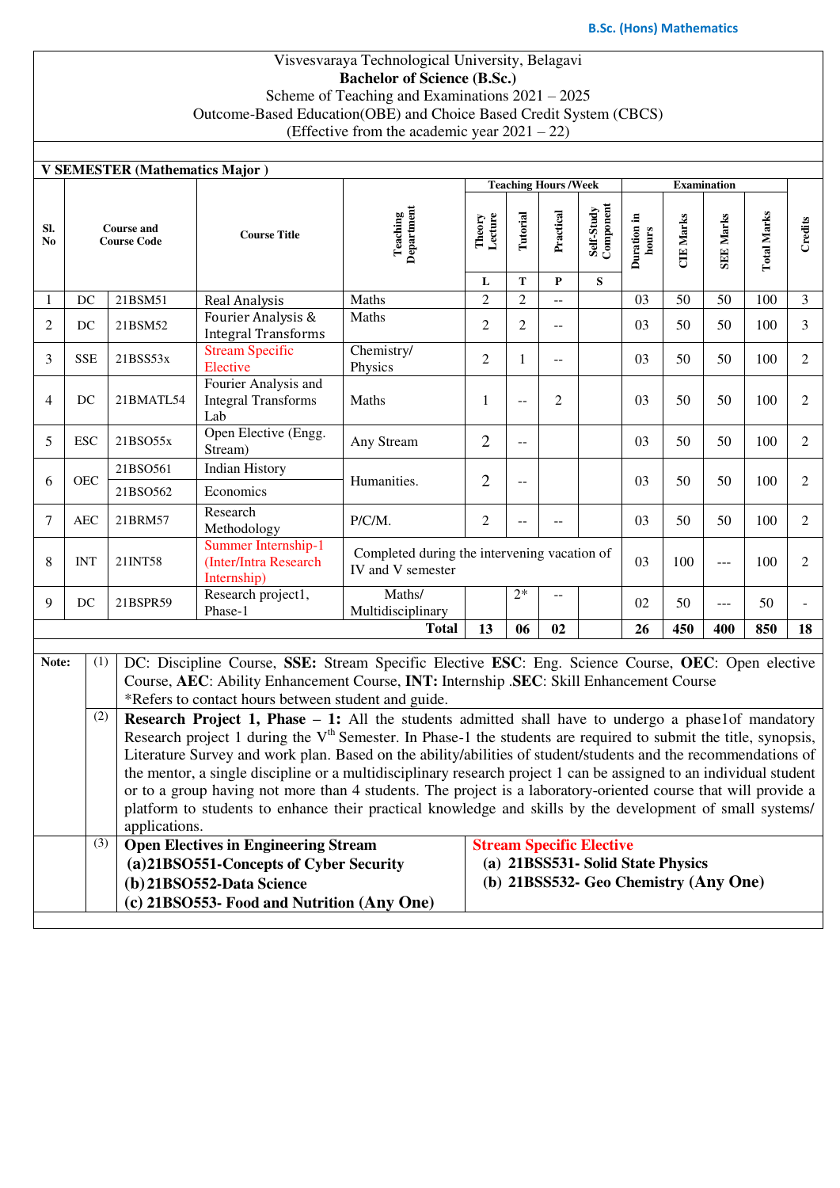Visvesvaraya Technological University, Belagavi

**Bachelor of Science (B.Sc.)**

Scheme of Teaching and Examinations 2021 – 2025

Outcome-Based Education(OBE) and Choice Based Credit System (CBCS)

(Effective from the academic year 2021 – 22)

**V SEMESTER (Mathematics Major )**

| Sl. No | Course and Course Code | | Course Title | Teaching Department | Teaching Hours /Week | | | | Examination | | | | Credits |
|---|---|---|---|---|---|---|---|---|---|---|---|---|---|
| | | | | | Theory Lecture | Tutorial | Practical | Self-Study Component | Duration in hours | CIE Marks | SEE Marks | Total Marks | |
| | | | | | L | T | P | S | | | | | |
| 1 | DC | 21BSM51 | Real Analysis | Maths | 2 | 2 | -- | | 03 | 50 | 50 | 100 | 3 |
| 2 | DC | 21BSM52 | Fourier Analysis & Integral Transforms | Maths | 2 | 2 | -- | | 03 | 50 | 50 | 100 | 3 |
| 3 | SSE | 21BSS53x | Stream Specific Elective | Chemistry/ Physics | 2 | 1 | -- | | 03 | 50 | 50 | 100 | 2 |
| 4 | DC | 21BMATL54 | Fourier Analysis and Integral Transforms Lab | Maths | 1 | -- | 2 | | 03 | 50 | 50 | 100 | 2 |
| 5 | ESC | 21BSO55x | Open Elective (Engg. Stream) | Any Stream | 2 | -- | | | 03 | 50 | 50 | 100 | 2 |
| 6 | OEC | 21BSO561 | Indian History | Humanities. | 2 | -- | | | 03 | 50 | 50 | 100 | 2 |
| | | 21BSO562 | Economics | | | | | | | | | | |
| 7 | AEC | 21BRM57 | Research Methodology | P/C/M. | 2 | -- | -- | | 03 | 50 | 50 | 100 | 2 |
| 8 | INT | 21INT58 | Summer Internship-1 (Inter/Intra Research Internship) | Completed during the intervening vacation of IV and V semester | | | | | 03 | 100 | --- | 100 | 2 |
| 9 | DC | 21BSPR59 | Research project1, Phase-1 | Maths/ Multidisciplinary | | 2* | -- | | 02 | 50 | --- | 50 | - |
| | | | | **Total** | **13** | **06** | **02** | | **26** | **450** | **400** | **850** | **18** |

**Note:**

(1) DC: Discipline Course, **SSE:** Stream Specific Elective **ESC**: Eng. Science Course, **OEC**: Open elective Course, **AEC**: Ability Enhancement Course, **INT:** Internship .**SEC**: Skill Enhancement Course
*Refers to contact hours between student and guide.

(2) **Research Project 1, Phase – 1:** All the students admitted shall have to undergo a phase1of mandatory Research project 1 during the V$^{th}$ Semester. In Phase-1 the students are required to submit the title, synopsis, Literature Survey and work plan. Based on the ability/abilities of student/students and the recommendations of the mentor, a single discipline or a multidisciplinary research project 1 can be assigned to an individual student or to a group having not more than 4 students. The project is a laboratory-oriented course that will provide a platform to students to enhance their practical knowledge and skills by the development of small systems/ applications.

(3) **Open Electives in Engineering Stream**
**(a)21BSO551-Concepts of Cyber Security**
**(b) 21BSO552-Data Science**
**(c) 21BSO553- Food and Nutrition (Any One)**

**Stream Specific Elective**
**(a) 21BSS531- Solid State Physics**
**(b) 21BSS532- Geo Chemistry (Any One)**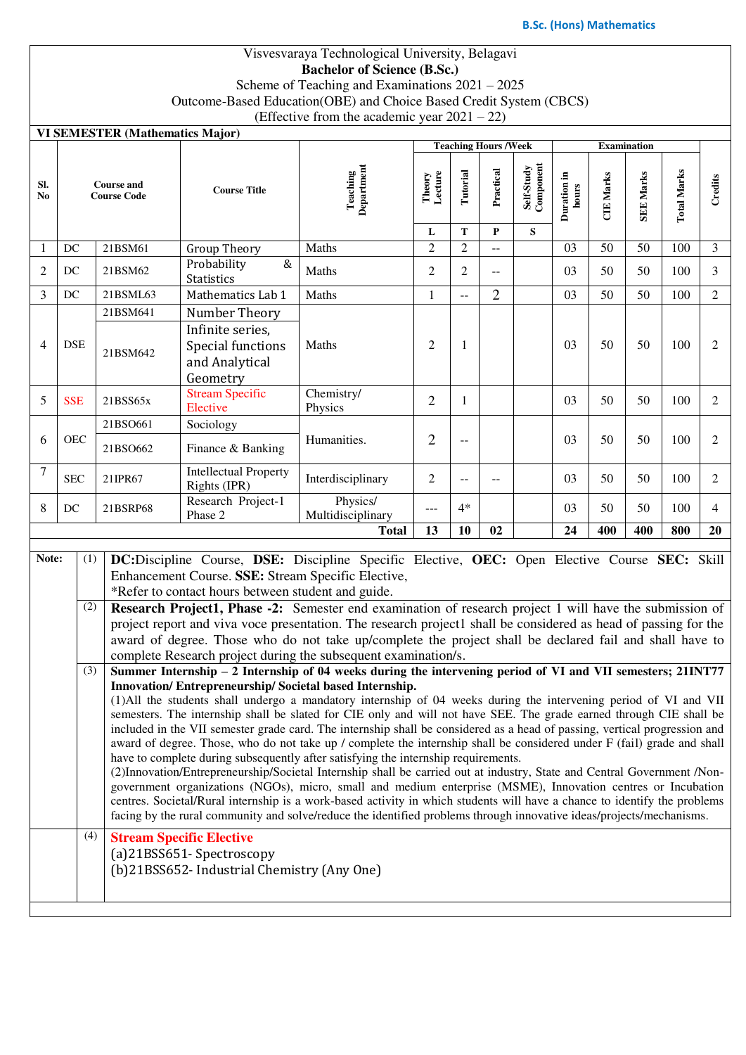Visvesvaraya Technological University, Belagavi

**Bachelor of Science (B.Sc.)**

Scheme of Teaching and Examinations 2021 – 2025

Outcome-Based Education(OBE) and Choice Based Credit System (CBCS)

(Effective from the academic year 2021 – 22)

**VI SEMESTER (Mathematics Major)**

| Sl. No | Course and Course Code | | Course Title | Teaching Department | Teaching Hours /Week | | | | Examination | | | | Credits |
|---|---|---|---|---|---|---|---|---|---|---|---|---|---|
| | | | | | Theory Lecture | Tutorial | Practical | Self-Study Component | Duration in hours | CIE Marks | SEE Marks | Total Marks | |
| | | | | | L | T | P | S | | | | | |
| 1 | DC | 21BSM61 | Group Theory | Maths | 2 | 2 | -- | | 03 | 50 | 50 | 100 | 3 |
| 2 | DC | 21BSM62 | Probability & Statistics | Maths | 2 | 2 | -- | | 03 | 50 | 50 | 100 | 3 |
| 3 | DC | 21BSML63 | Mathematics Lab 1 | Maths | 1 | -- | 2 | | 03 | 50 | 50 | 100 | 2 |
| 4 | DSE | 21BSM641 | Number Theory | Maths | 2 | 1 | | | 03 | 50 | 50 | 100 | 2 |
| | | 21BSM642 | Infinite series, Special functions and Analytical Geometry | | | | | | | | | | |
| 5 | SSE | 21BSS65x | Stream Specific Elective | Chemistry/ Physics | 2 | 1 | | | 03 | 50 | 50 | 100 | 2 |
| 6 | OEC | 21BSO661 | Sociology | Humanities. | 2 | -- | | | 03 | 50 | 50 | 100 | 2 |
| | | 21BSO662 | Finance & Banking | | | | | | | | | | |
| 7 | SEC | 21IPR67 | Intellectual Property Rights (IPR) | Interdisciplinary | 2 | -- | -- | | 03 | 50 | 50 | 100 | 2 |
| 8 | DC | 21BSRP68 | Research Project-1 Phase 2 | Physics/ Multidisciplinary | --- | 4* | | | 03 | 50 | 50 | 100 | 4 |
| | | | | **Total** | **13** | **10** | **02** | | **24** | **400** | **400** | **800** | **20** |

**Note:**

(1) **DC:**Discipline Course, **DSE:** Discipline Specific Elective, **OEC:** Open Elective Course **SEC:** Skill Enhancement Course. **SSE:** Stream Specific Elective,
*Refer to contact hours between student and guide.

(2) **Research Project1, Phase -2:** Semester end examination of research project 1 will have the submission of project report and viva voce presentation. The research project1 shall be considered as head of passing for the award of degree. Those who do not take up/complete the project shall be declared fail and shall have to complete Research project during the subsequent examination/s.

(3) **Summer Internship – 2 Internship of 04 weeks during the intervening period of VI and VII semesters; 21INT77 Innovation/ Entrepreneurship/ Societal based Internship.**
(1)All the students shall undergo a mandatory internship of 04 weeks during the intervening period of VI and VII semesters. The internship shall be slated for CIE only and will not have SEE. The grade earned through CIE shall be included in the VII semester grade card. The internship shall be considered as a head of passing, vertical progression and award of degree. Those, who do not take up / complete the internship shall be considered under F (fail) grade and shall have to complete during subsequently after satisfying the internship requirements.
(2)Innovation/Entrepreneurship/Societal Internship shall be carried out at industry, State and Central Government /Non-government organizations (NGOs), micro, small and medium enterprise (MSME), Innovation centres or Incubation centres. Societal/Rural internship is a work-based activity in which students will have a chance to identify the problems facing by the rural community and solve/reduce the identified problems through innovative ideas/projects/mechanisms.

(4) **Stream Specific Elective**
(a)21BSS651- Spectroscopy
(b)21BSS652- Industrial Chemistry (Any One)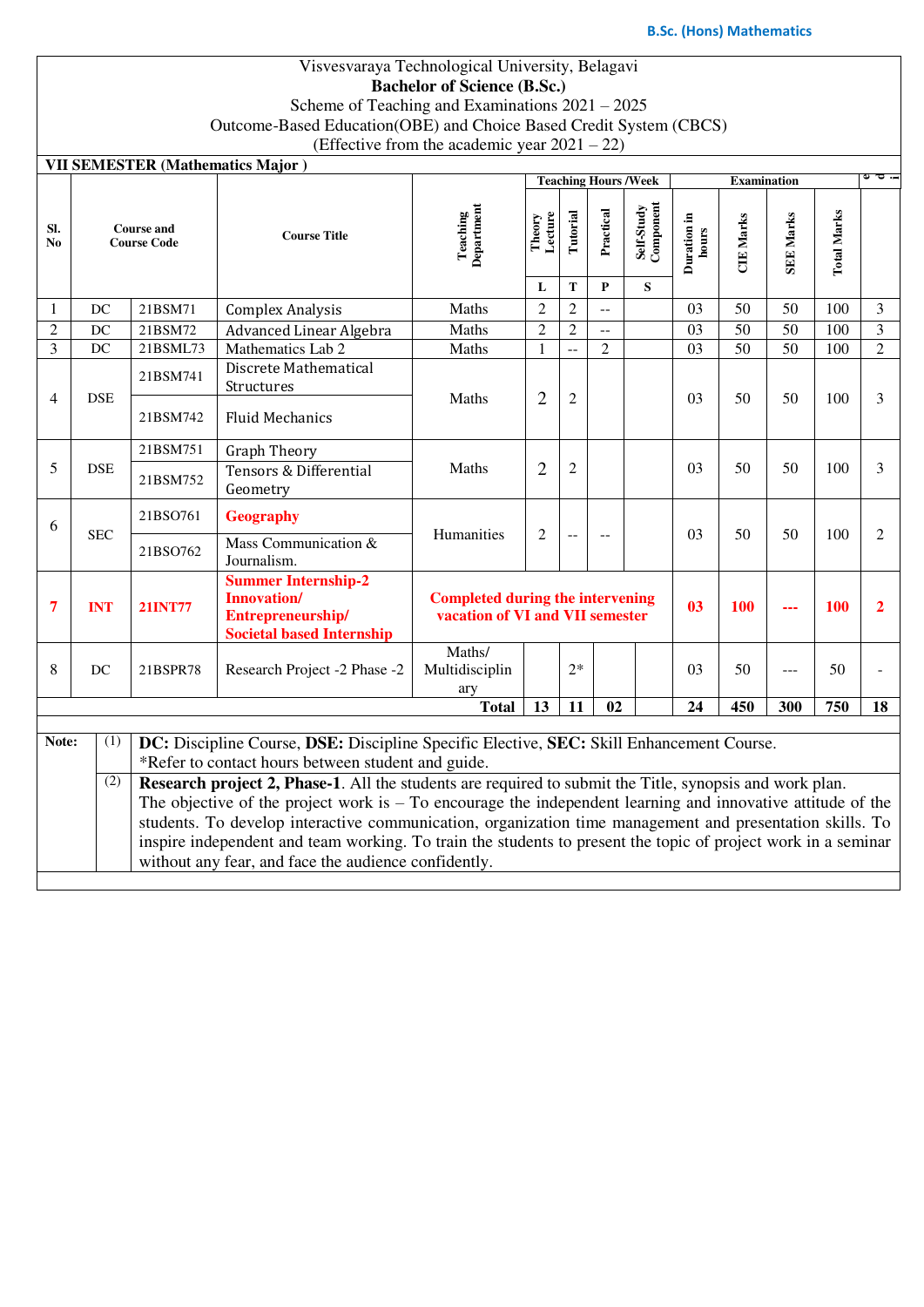Visvesvaraya Technological University, Belagavi

**Bachelor of Science (B.Sc.)**

Scheme of Teaching and Examinations 2021 – 2025

Outcome-Based Education(OBE) and Choice Based Credit System (CBCS)

(Effective from the academic year 2021 – 22)

**VII SEMESTER (Mathematics Major )**

| Sl. No | Course and Course Code | | Course Title | Teaching Department | Teaching Hours /Week | | | | Examination | | | | Credits |
|---|---|---|---|---|---|---|---|---|---|---|---|---|---|
| | | | | | Theory Lecture | Tutorial | Practical | Self-Study Component | Duration in hours | CIE Marks | SEE Marks | Total Marks | |
| | | | | | L | T | P | S | | | | | |
| 1 | DC | 21BSM71 | Complex Analysis | Maths | 2 | 2 | -- | | 03 | 50 | 50 | 100 | 3 |
| 2 | DC | 21BSM72 | Advanced Linear Algebra | Maths | 2 | 2 | -- | | 03 | 50 | 50 | 100 | 3 |
| 3 | DC | 21BSML73 | Mathematics Lab 2 | Maths | 1 | -- | 2 | | 03 | 50 | 50 | 100 | 2 |
| 4 | DSE | 21BSM741 | Discrete Mathematical Structures | Maths | 2 | 2 | | | 03 | 50 | 50 | 100 | 3 |
| | | 21BSM742 | Fluid Mechanics | | | | | | | | | | |
| 5 | DSE | 21BSM751 | Graph Theory | Maths | 2 | 2 | | | 03 | 50 | 50 | 100 | 3 |
| | | 21BSM752 | Tensors & Differential Geometry | | | | | | | | | | |
| 6 | SEC | 21BSO761 | **Geography** | Humanities | 2 | -- | -- | | 03 | 50 | 50 | 100 | 2 |
| | | 21BSO762 | Mass Communication & Journalism. | | | | | | | | | | |
| **7** | **INT** | **21INT77** | **Summer Internship-2 Innovation/ Entrepreneurship/ Societal based Internship** | **Completed during the intervening vacation of VI and VII semester** | | | | | **03** | **100** | **---** | **100** | **2** |
| 8 | DC | 21BSPR78 | Research Project -2 Phase -2 | Maths/ Multidisciplinary | | 2* | | | 03 | 50 | --- | 50 | - |
| | | | | **Total** | **13** | **11** | **02** | | **24** | **450** | **300** | **750** | **18** |

**Note:**

(1) **DC:** Discipline Course, **DSE:** Discipline Specific Elective, **SEC:** Skill Enhancement Course.
*Refer to contact hours between student and guide.

(2) **Research project 2, Phase-1**. All the students are required to submit the Title, synopsis and work plan. The objective of the project work is – To encourage the independent learning and innovative attitude of the students. To develop interactive communication, organization time management and presentation skills. To inspire independent and team working. To train the students to present the topic of project work in a seminar without any fear, and face the audience confidently.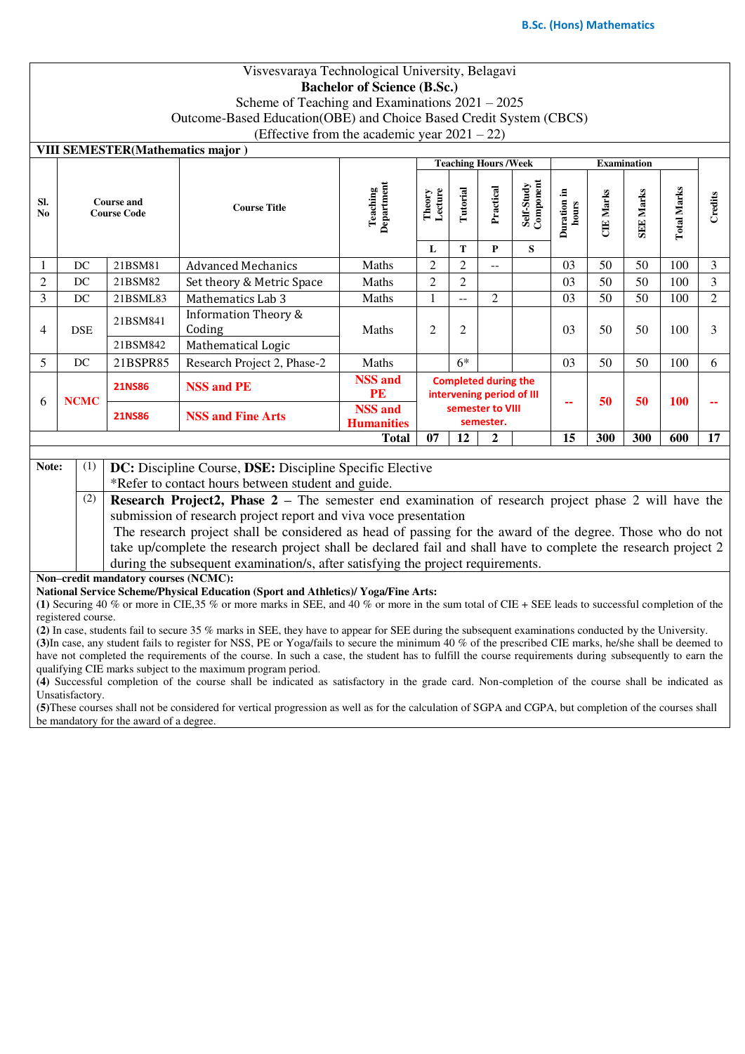Visvesvaraya Technological University, Belagavi

**Bachelor of Science (B.Sc.)**

Scheme of Teaching and Examinations 2021 – 2025

Outcome-Based Education(OBE) and Choice Based Credit System (CBCS)

(Effective from the academic year 2021 – 22)

**VIII SEMESTER(Mathematics major )**

| Sl. No | Course and Course Code | | Course Title | Teaching Department | Teaching Hours /Week | | | | Examination | | | | Credits |
|---|---|---|---|---|---|---|---|---|---|---|---|---|---|
| | | | | | Theory Lecture | Tutorial | Practical | Self-Study Component | Duration in hours | CIE Marks | SEE Marks | Total Marks | |
| | | | | | L | T | P | S | | | | | |
| 1 | DC | 21BSM81 | Advanced Mechanics | Maths | 2 | 2 | -- | | 03 | 50 | 50 | 100 | 3 |
| 2 | DC | 21BSM82 | Set theory & Metric Space | Maths | 2 | 2 | | | 03 | 50 | 50 | 100 | 3 |
| 3 | DC | 21BSML83 | Mathematics Lab 3 | Maths | 1 | -- | 2 | | 03 | 50 | 50 | 100 | 2 |
| 4 | DSE | 21BSM841 | Information Theory & Coding | Maths | 2 | 2 | | | 03 | 50 | 50 | 100 | 3 |
| | | 21BSM842 | Mathematical Logic | | | | | | | | | | |
| 5 | DC | 21BSPR85 | Research Project 2, Phase-2 | Maths | | 6* | | | 03 | 50 | 50 | 100 | 6 |
| 6 | NCMC | 21NS86 | NSS and PE | NSS and PE | Completed during the intervening period of III semester to VIII semester. | | | | -- | 50 | 50 | 100 | -- |
| | | 21NS86 | NSS and Fine Arts | NSS and Humanities | | | | | | | | | |
| | | | | **Total** | **07** | **12** | **2** | | **15** | **300** | **300** | **600** | **17** |

**Note:**

(1) **DC:** Discipline Course, **DSE:** Discipline Specific Elective
*Refer to contact hours between student and guide.

(2) **Research Project2, Phase 2** – The semester end examination of research project phase 2 will have the submission of research project report and viva voce presentation
The research project shall be considered as head of passing for the award of the degree. Those who do not take up/complete the research project shall be declared fail and shall have to complete the research project 2 during the subsequent examination/s, after satisfying the project requirements.

**Non–credit mandatory courses (NCMC):**

**National Service Scheme/Physical Education (Sport and Athletics)/ Yoga/Fine Arts:**

**(1)** Securing 40 % or more in CIE,35 % or more marks in SEE, and 40 % or more in the sum total of CIE + SEE leads to successful completion of the registered course.

**(2)** In case, students fail to secure 35 % marks in SEE, they have to appear for SEE during the subsequent examinations conducted by the University.

**(3)**In case, any student fails to register for NSS, PE or Yoga/fails to secure the minimum 40 % of the prescribed CIE marks, he/she shall be deemed to have not completed the requirements of the course. In such a case, the student has to fulfill the course requirements during subsequently to earn the qualifying CIE marks subject to the maximum program period.

**(4)** Successful completion of the course shall be indicated as satisfactory in the grade card. Non-completion of the course shall be indicated as Unsatisfactory.

**(5)**These courses shall not be considered for vertical progression as well as for the calculation of SGPA and CGPA, but completion of the courses shall be mandatory for the award of a degree.